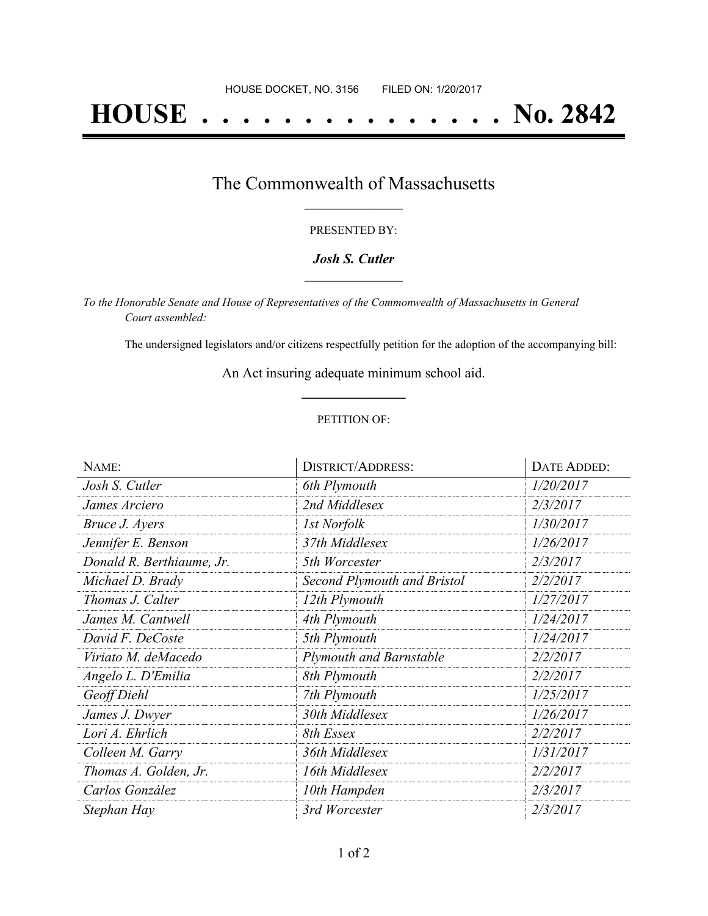HOUSE DOCKET, NO. 3156 FILED ON: 1/20/2017

# HOUSE . . . . . . . . . . . . . . . No. 2842

## The Commonwealth of Massachusetts

PRESENTED BY:

***Josh S. Cutler***

*To the Honorable Senate and House of Representatives of the Commonwealth of Massachusetts in General Court assembled:*

The undersigned legislators and/or citizens respectfully petition for the adoption of the accompanying bill:

An Act insuring adequate minimum school aid.

PETITION OF:

| NAME: | DISTRICT/ADDRESS: | DATE ADDED: |
| --- | --- | --- |
| *Josh S. Cutler* | *6th Plymouth* | *1/20/2017* |
| *James Arciero* | *2nd Middlesex* | *2/3/2017* |
| *Bruce J. Ayers* | *1st Norfolk* | *1/30/2017* |
| *Jennifer E. Benson* | *37th Middlesex* | *1/26/2017* |
| *Donald R. Berthiaume, Jr.* | *5th Worcester* | *2/3/2017* |
| *Michael D. Brady* | *Second Plymouth and Bristol* | *2/2/2017* |
| *Thomas J. Calter* | *12th Plymouth* | *1/27/2017* |
| *James M. Cantwell* | *4th Plymouth* | *1/24/2017* |
| *David F. DeCoste* | *5th Plymouth* | *1/24/2017* |
| *Viriato M. deMacedo* | *Plymouth and Barnstable* | *2/2/2017* |
| *Angelo L. D'Emilia* | *8th Plymouth* | *2/2/2017* |
| *Geoff Diehl* | *7th Plymouth* | *1/25/2017* |
| *James J. Dwyer* | *30th Middlesex* | *1/26/2017* |
| *Lori A. Ehrlich* | *8th Essex* | *2/2/2017* |
| *Colleen M. Garry* | *36th Middlesex* | *1/31/2017* |
| *Thomas A. Golden, Jr.* | *16th Middlesex* | *2/2/2017* |
| *Carlos González* | *10th Hampden* | *2/3/2017* |
| *Stephan Hay* | *3rd Worcester* | *2/3/2017* |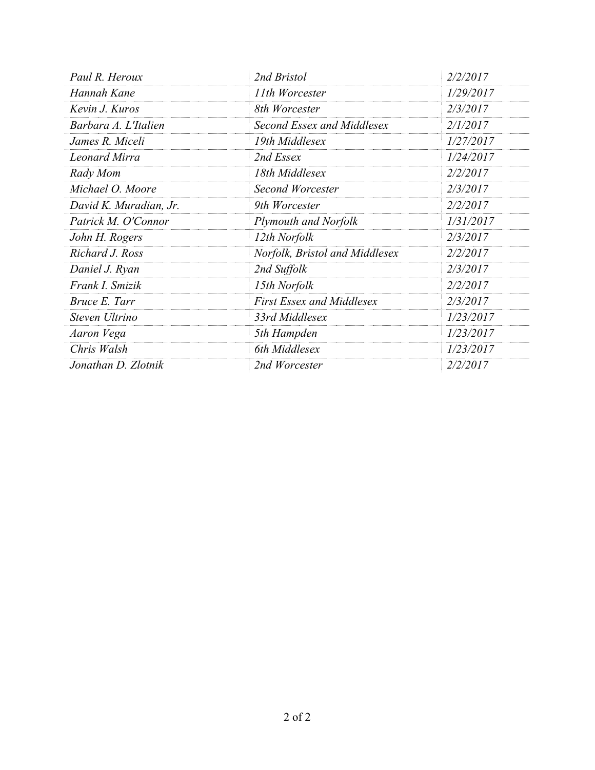| *Paul R. Heroux* | *2nd Bristol* | *2/2/2017* |
|---|---|---|
| *Hannah Kane* | *11th Worcester* | *1/29/2017* |
| *Kevin J. Kuros* | *8th Worcester* | *2/3/2017* |
| *Barbara A. L'Italien* | *Second Essex and Middlesex* | *2/1/2017* |
| *James R. Miceli* | *19th Middlesex* | *1/27/2017* |
| *Leonard Mirra* | *2nd Essex* | *1/24/2017* |
| *Rady Mom* | *18th Middlesex* | *2/2/2017* |
| *Michael O. Moore* | *Second Worcester* | *2/3/2017* |
| *David K. Muradian, Jr.* | *9th Worcester* | *2/2/2017* |
| *Patrick M. O'Connor* | *Plymouth and Norfolk* | *1/31/2017* |
| *John H. Rogers* | *12th Norfolk* | *2/3/2017* |
| *Richard J. Ross* | *Norfolk, Bristol and Middlesex* | *2/2/2017* |
| *Daniel J. Ryan* | *2nd Suffolk* | *2/3/2017* |
| *Frank I. Smizik* | *15th Norfolk* | *2/2/2017* |
| *Bruce E. Tarr* | *First Essex and Middlesex* | *2/3/2017* |
| *Steven Ultrino* | *33rd Middlesex* | *1/23/2017* |
| *Aaron Vega* | *5th Hampden* | *1/23/2017* |
| *Chris Walsh* | *6th Middlesex* | *1/23/2017* |
| *Jonathan D. Zlotnik* | *2nd Worcester* | *2/2/2017* |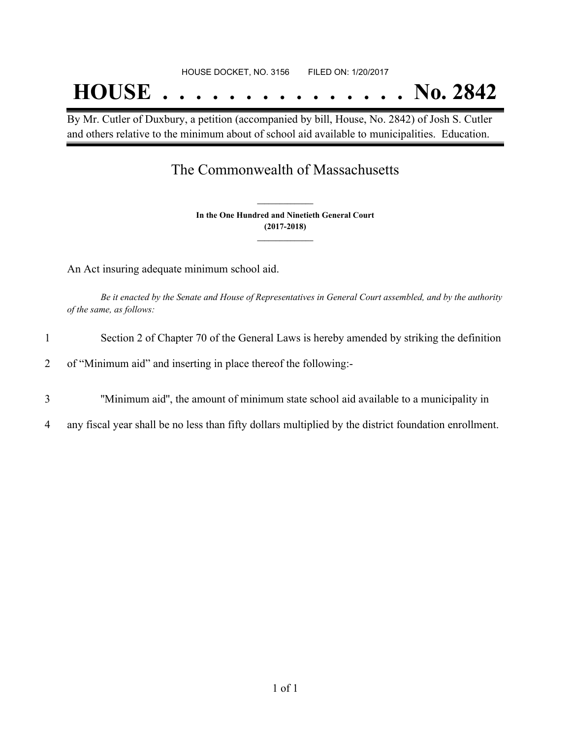HOUSE DOCKET, NO. 3156 FILED ON: 1/20/2017

# HOUSE . . . . . . . . . . . . . . . No. 2842

By Mr. Cutler of Duxbury, a petition (accompanied by bill, House, No. 2842) of Josh S. Cutler and others relative to the minimum about of school aid available to municipalities. Education.

## The Commonwealth of Massachusetts

**In the One Hundred and Ninetieth General Court**
**(2017-2018)**

An Act insuring adequate minimum school aid.

*Be it enacted by the Senate and House of Representatives in General Court assembled, and by the authority of the same, as follows:*

1 Section 2 of Chapter 70 of the General Laws is hereby amended by striking the definition

2 of "Minimum aid" and inserting in place thereof the following:-

3 "Minimum aid", the amount of minimum state school aid available to a municipality in

4 any fiscal year shall be no less than fifty dollars multiplied by the district foundation enrollment.